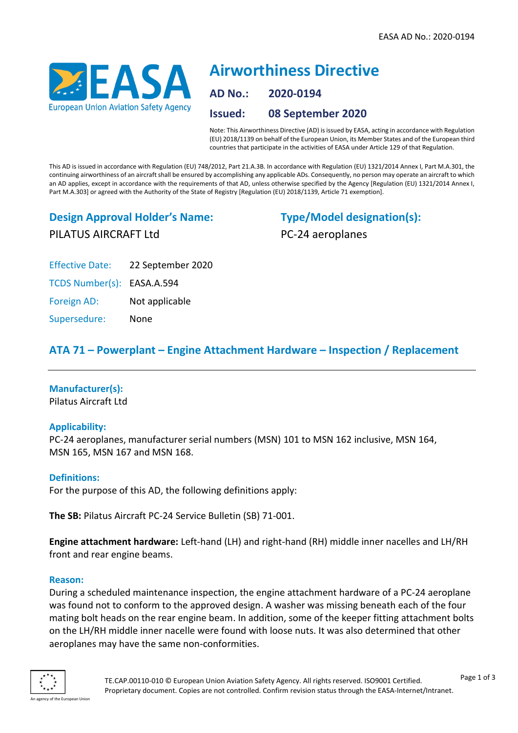# Airworthiness Directive

**AD No.:** 2020-0194

**Issued:** 08 September 2020

Note: This Airworthiness Directive (AD) is issued by EASA, acting in accordance with Regulation (EU) 2018/1139 on behalf of the European Union, its Member States and of the European third countries that participate in the activities of EASA under Article 129 of that Regulation.

This AD is issued in accordance with Regulation (EU) 748/2012, Part 21.A.3B. In accordance with Regulation (EU) 1321/2014 Annex I, Part M.A.301, the continuing airworthiness of an aircraft shall be ensured by accomplishing any applicable ADs. Consequently, no person may operate an aircraft to which an AD applies, except in accordance with the requirements of that AD, unless otherwise specified by the Agency [Regulation (EU) 1321/2014 Annex I, Part M.A.303] or agreed with the Authority of the State of Registry [Regulation (EU) 2018/1139, Article 71 exemption].

## Design Approval Holder's Name:

PILATUS AIRCRAFT Ltd

## Type/Model designation(s):

PC-24 aeroplanes

| | |
|---|---|
| Effective Date: | 22 September 2020 |
| TCDS Number(s): | EASA.A.594 |
| Foreign AD: | Not applicable |
| Supersedure: | None |

## ATA 71 – Powerplant – Engine Attachment Hardware – Inspection / Replacement

### Manufacturer(s):

Pilatus Aircraft Ltd

### Applicability:

PC-24 aeroplanes, manufacturer serial numbers (MSN) 101 to MSN 162 inclusive, MSN 164, MSN 165, MSN 167 and MSN 168.

### Definitions:

For the purpose of this AD, the following definitions apply:

**The SB:** Pilatus Aircraft PC-24 Service Bulletin (SB) 71-001.

**Engine attachment hardware:** Left-hand (LH) and right-hand (RH) middle inner nacelles and LH/RH front and rear engine beams.

### Reason:

During a scheduled maintenance inspection, the engine attachment hardware of a PC-24 aeroplane was found not to conform to the approved design. A washer was missing beneath each of the four mating bolt heads on the rear engine beam. In addition, some of the keeper fitting attachment bolts on the LH/RH middle inner nacelle were found with loose nuts. It was also determined that other aeroplanes may have the same non-conformities.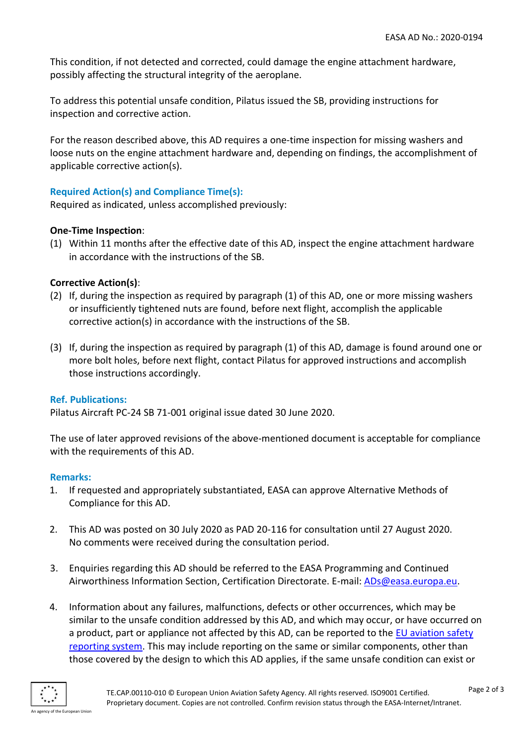This condition, if not detected and corrected, could damage the engine attachment hardware, possibly affecting the structural integrity of the aeroplane.

To address this potential unsafe condition, Pilatus issued the SB, providing instructions for inspection and corrective action.

For the reason described above, this AD requires a one-time inspection for missing washers and loose nuts on the engine attachment hardware and, depending on findings, the accomplishment of applicable corrective action(s).

### Required Action(s) and Compliance Time(s):

Required as indicated, unless accomplished previously:

**One-Time Inspection**:

(1) Within 11 months after the effective date of this AD, inspect the engine attachment hardware in accordance with the instructions of the SB.

**Corrective Action(s)**:

(2) If, during the inspection as required by paragraph (1) of this AD, one or more missing washers or insufficiently tightened nuts are found, before next flight, accomplish the applicable corrective action(s) in accordance with the instructions of the SB.

(3) If, during the inspection as required by paragraph (1) of this AD, damage is found around one or more bolt holes, before next flight, contact Pilatus for approved instructions and accomplish those instructions accordingly.

### Ref. Publications:

Pilatus Aircraft PC-24 SB 71-001 original issue dated 30 June 2020.

The use of later approved revisions of the above-mentioned document is acceptable for compliance with the requirements of this AD.

### Remarks:

1. If requested and appropriately substantiated, EASA can approve Alternative Methods of Compliance for this AD.

2. This AD was posted on 30 July 2020 as PAD 20-116 for consultation until 27 August 2020. No comments were received during the consultation period.

3. Enquiries regarding this AD should be referred to the EASA Programming and Continued Airworthiness Information Section, Certification Directorate. E-mail: ADs@easa.europa.eu.

4. Information about any failures, malfunctions, defects or other occurrences, which may be similar to the unsafe condition addressed by this AD, and which may occur, or have occurred on a product, part or appliance not affected by this AD, can be reported to the EU aviation safety reporting system. This may include reporting on the same or similar components, other than those covered by the design to which this AD applies, if the same unsafe condition can exist or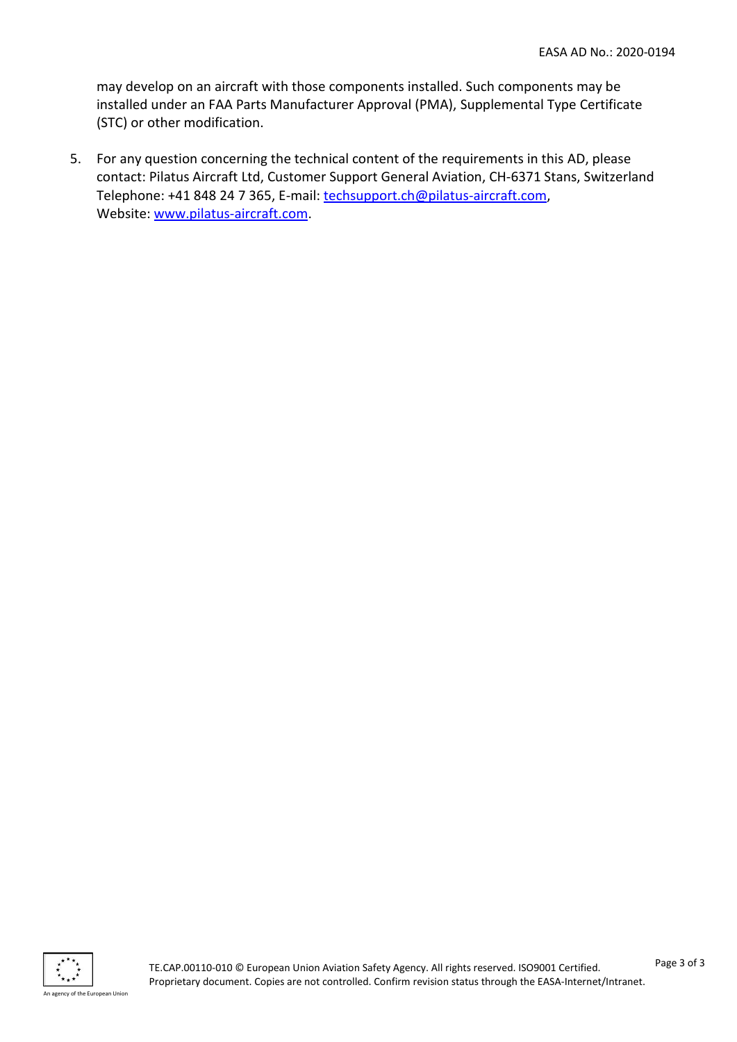may develop on an aircraft with those components installed. Such components may be installed under an FAA Parts Manufacturer Approval (PMA), Supplemental Type Certificate (STC) or other modification.

5. For any question concerning the technical content of the requirements in this AD, please contact: Pilatus Aircraft Ltd, Customer Support General Aviation, CH-6371 Stans, Switzerland Telephone: +41 848 24 7 365, E-mail: techsupport.ch@pilatus-aircraft.com, Website: www.pilatus-aircraft.com.